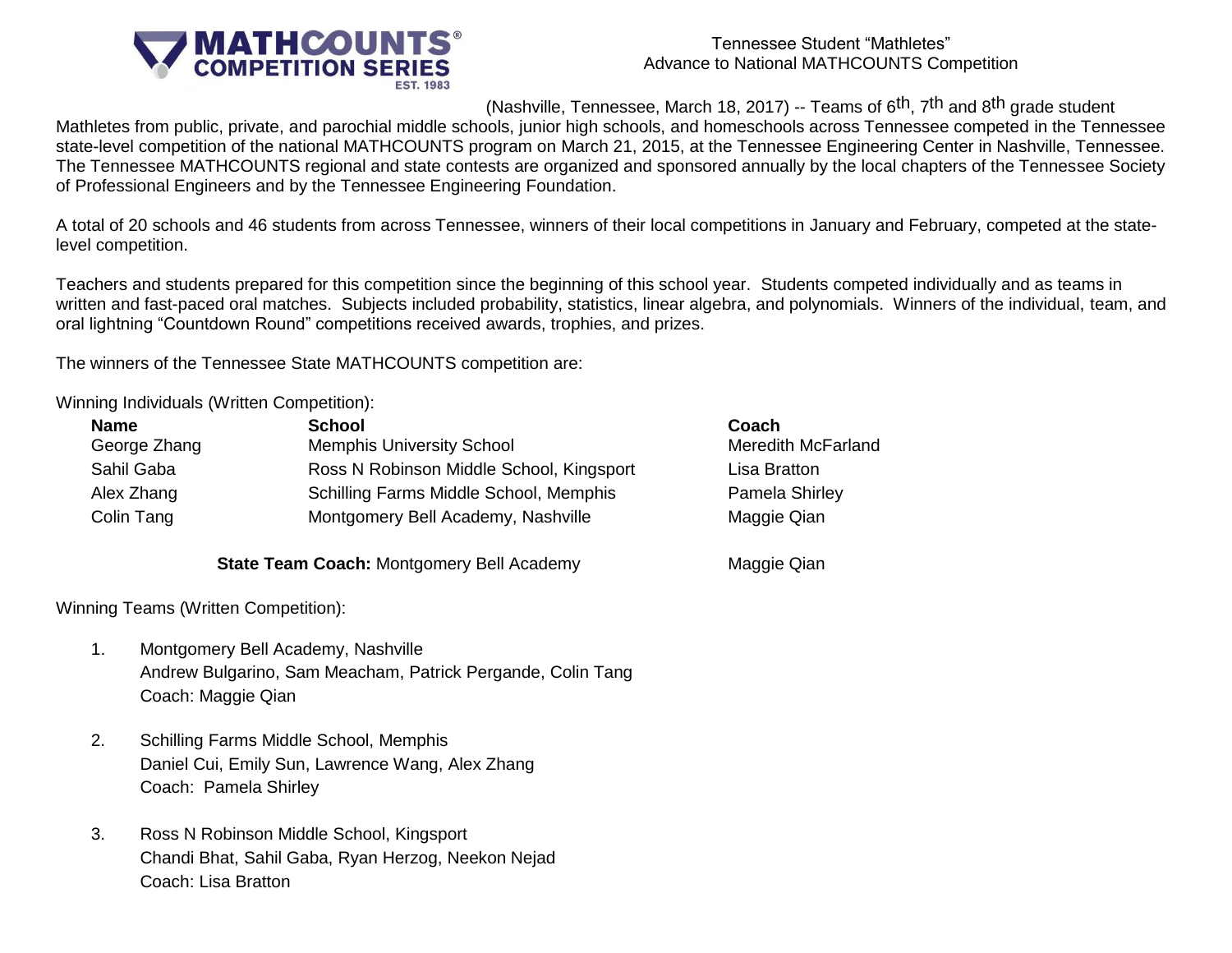MATHCOUNTS COMPETITION SERIES EST. 1983

Tennessee Student "Mathletes"
Advance to National MATHCOUNTS Competition

(Nashville, Tennessee, March 18, 2017) -- Teams of 6th, 7th and 8th grade student Mathletes from public, private, and parochial middle schools, junior high schools, and homeschools across Tennessee competed in the Tennessee state-level competition of the national MATHCOUNTS program on March 21, 2015, at the Tennessee Engineering Center in Nashville, Tennessee. The Tennessee MATHCOUNTS regional and state contests are organized and sponsored annually by the local chapters of the Tennessee Society of Professional Engineers and by the Tennessee Engineering Foundation.

A total of 20 schools and 46 students from across Tennessee, winners of their local competitions in January and February, competed at the state-level competition.

Teachers and students prepared for this competition since the beginning of this school year. Students competed individually and as teams in written and fast-paced oral matches. Subjects included probability, statistics, linear algebra, and polynomials. Winners of the individual, team, and oral lightning "Countdown Round" competitions received awards, trophies, and prizes.

The winners of the Tennessee State MATHCOUNTS competition are:

Winning Individuals (Written Competition):

| Name | School | Coach |
|---|---|---|
| George Zhang | Memphis University School | Meredith McFarland |
| Sahil Gaba | Ross N Robinson Middle School, Kingsport | Lisa Bratton |
| Alex Zhang | Schilling Farms Middle School, Memphis | Pamela Shirley |
| Colin Tang | Montgomery Bell Academy, Nashville | Maggie Qian |

**State Team Coach:** Montgomery Bell Academy — Maggie Qian

Winning Teams (Written Competition):

1. Montgomery Bell Academy, Nashville
   Andrew Bulgarino, Sam Meacham, Patrick Pergande, Colin Tang
   Coach: Maggie Qian

2. Schilling Farms Middle School, Memphis
   Daniel Cui, Emily Sun, Lawrence Wang, Alex Zhang
   Coach: Pamela Shirley

3. Ross N Robinson Middle School, Kingsport
   Chandi Bhat, Sahil Gaba, Ryan Herzog, Neekon Nejad
   Coach: Lisa Bratton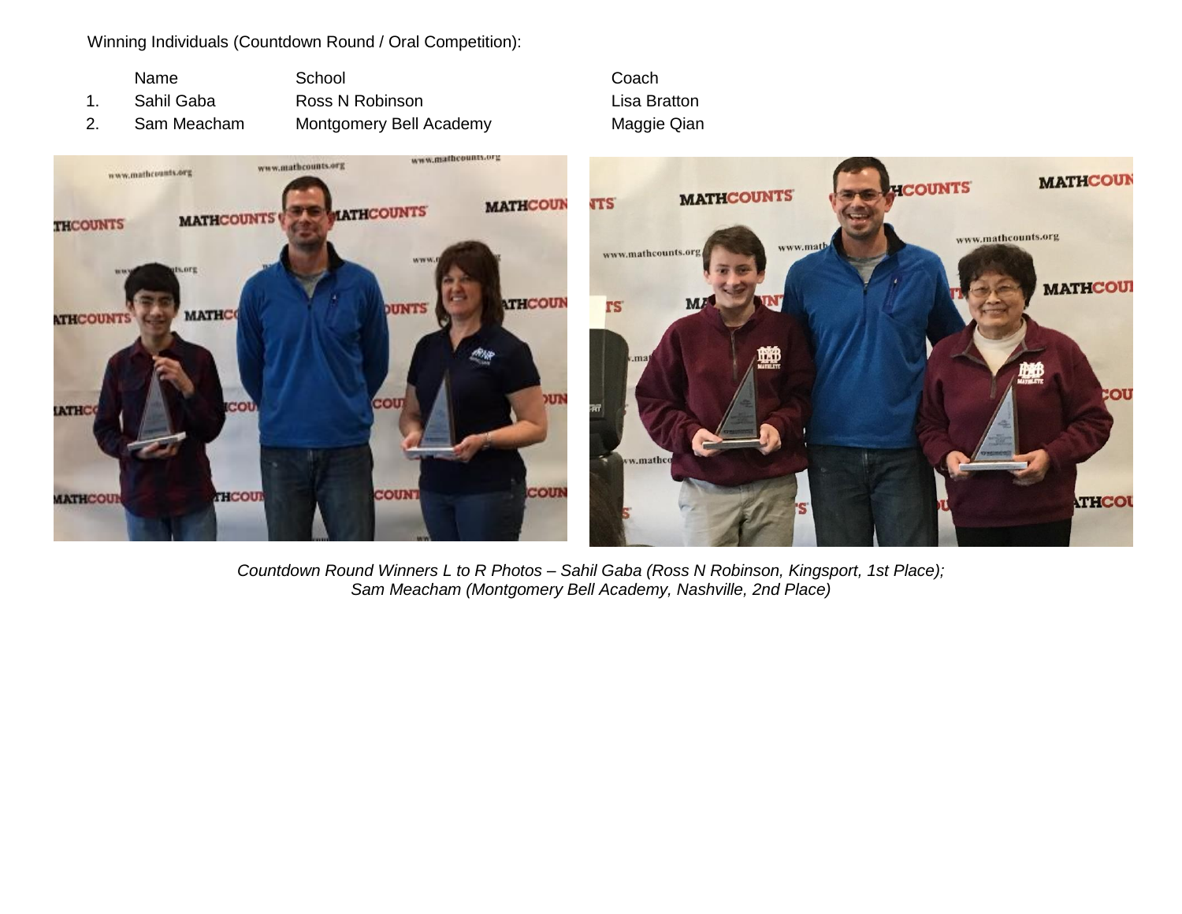Winning Individuals (Countdown Round / Oral Competition):

| | Name | School | Coach |
|---|---|---|---|
| 1. | Sahil Gaba | Ross N Robinson | Lisa Bratton |
| 2. | Sam Meacham | Montgomery Bell Academy | Maggie Qian |

*Countdown Round Winners L to R Photos – Sahil Gaba (Ross N Robinson, Kingsport, 1st Place); Sam Meacham (Montgomery Bell Academy, Nashville, 2nd Place)*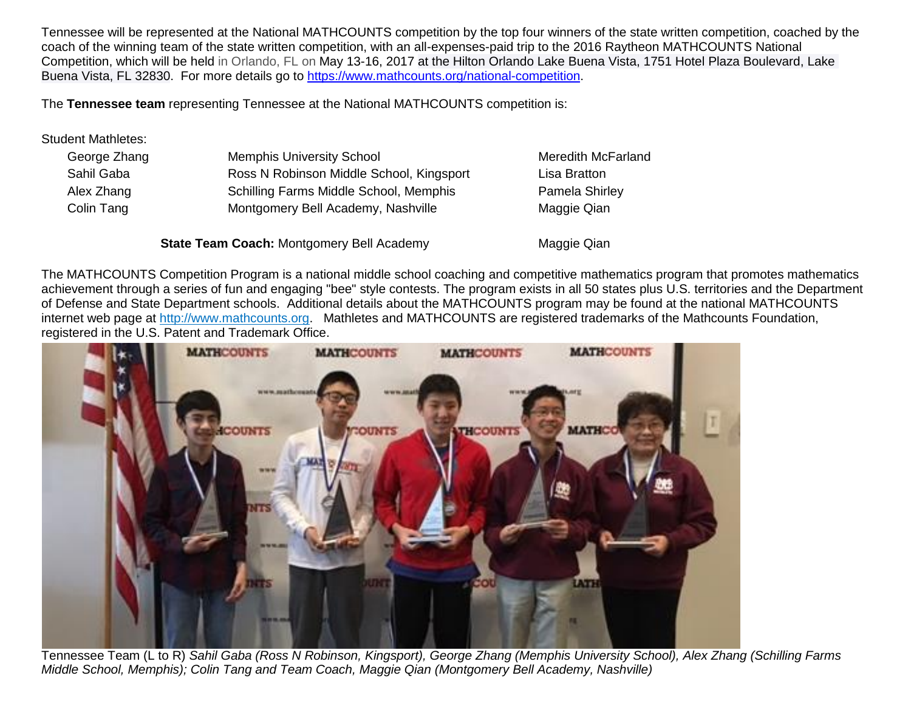Tennessee will be represented at the National MATHCOUNTS competition by the top four winners of the state written competition, coached by the coach of the winning team of the state written competition, with an all-expenses-paid trip to the 2016 Raytheon MATHCOUNTS National Competition, which will be held in Orlando, FL on May 13-16, 2017 at the Hilton Orlando Lake Buena Vista, 1751 Hotel Plaza Boulevard, Lake Buena Vista, FL 32830. For more details go to https://www.mathcounts.org/national-competition.

The **Tennessee team** representing Tennessee at the National MATHCOUNTS competition is:

Student Mathletes:

| | | |
|---|---|---|
| George Zhang | Memphis University School | Meredith McFarland |
| Sahil Gaba | Ross N Robinson Middle School, Kingsport | Lisa Bratton |
| Alex Zhang | Schilling Farms Middle School, Memphis | Pamela Shirley |
| Colin Tang | Montgomery Bell Academy, Nashville | Maggie Qian |

**State Team Coach:** Montgomery Bell Academy Maggie Qian

The MATHCOUNTS Competition Program is a national middle school coaching and competitive mathematics program that promotes mathematics achievement through a series of fun and engaging "bee" style contests. The program exists in all 50 states plus U.S. territories and the Department of Defense and State Department schools. Additional details about the MATHCOUNTS program may be found at the national MATHCOUNTS internet web page at http://www.mathcounts.org. Mathletes and MATHCOUNTS are registered trademarks of the Mathcounts Foundation, registered in the U.S. Patent and Trademark Office.

Tennessee Team (L to R) *Sahil Gaba (Ross N Robinson, Kingsport), George Zhang (Memphis University School), Alex Zhang (Schilling Farms Middle School, Memphis); Colin Tang and Team Coach, Maggie Qian (Montgomery Bell Academy, Nashville)*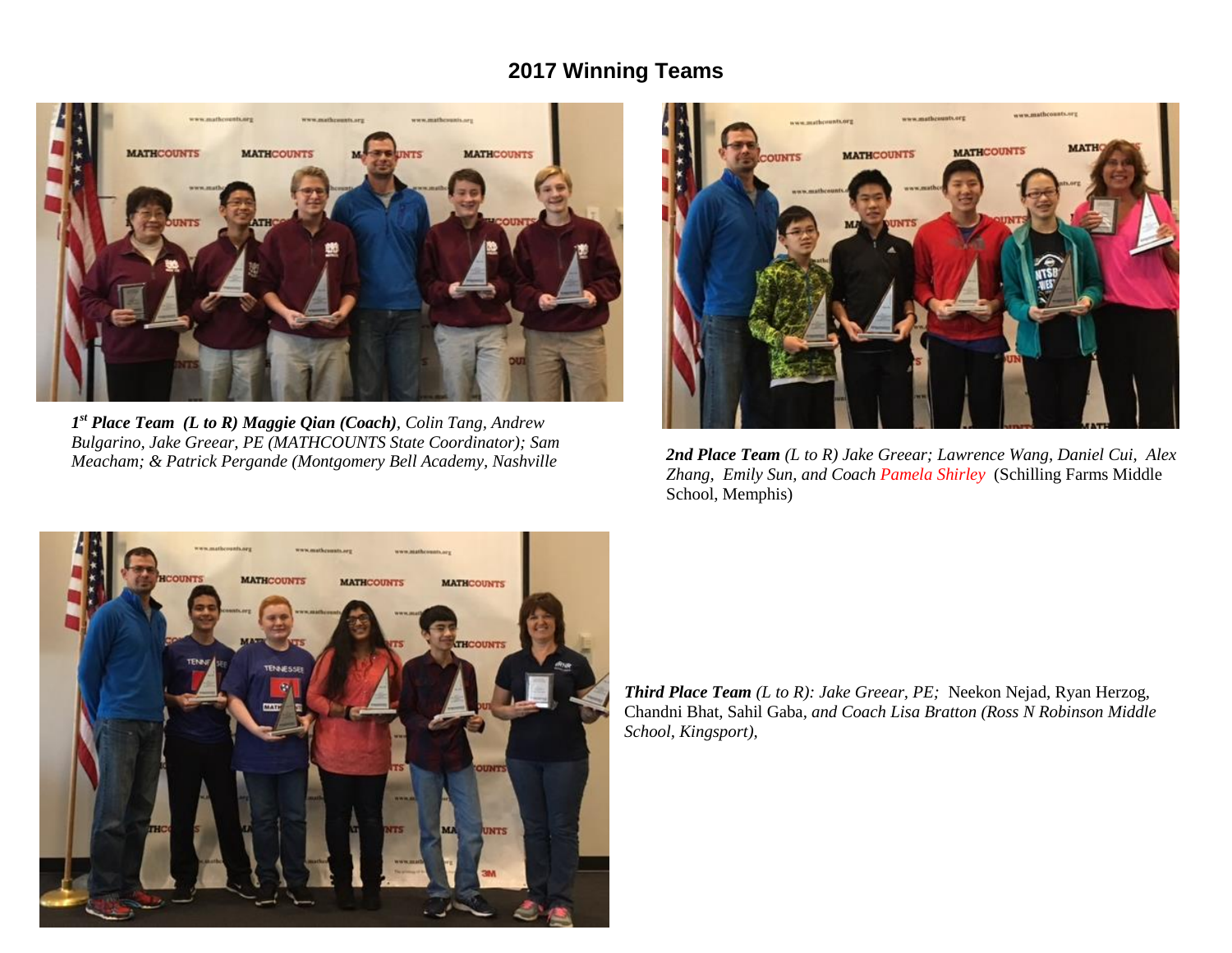## 2017 Winning Teams

***1*[st] *Place Team (L to R) Maggie Qian (Coach)**, Colin Tang, Andrew Bulgarino, Jake Greear, PE (MATHCOUNTS State Coordinator); Sam Meacham; & Patrick Pergande (Montgomery Bell Academy, Nashville*

***2nd Place Team** (L to R) Jake Greear; Lawrence Wang, Daniel Cui, Alex Zhang, Emily Sun, and Coach Pamela Shirley* (Schilling Farms Middle School, Memphis)

***Third Place Team** (L to R): Jake Greear, PE;* Neekon Nejad, Ryan Herzog, Chandni Bhat, Sahil Gaba, *and Coach Lisa Bratton (Ross N Robinson Middle School, Kingsport),*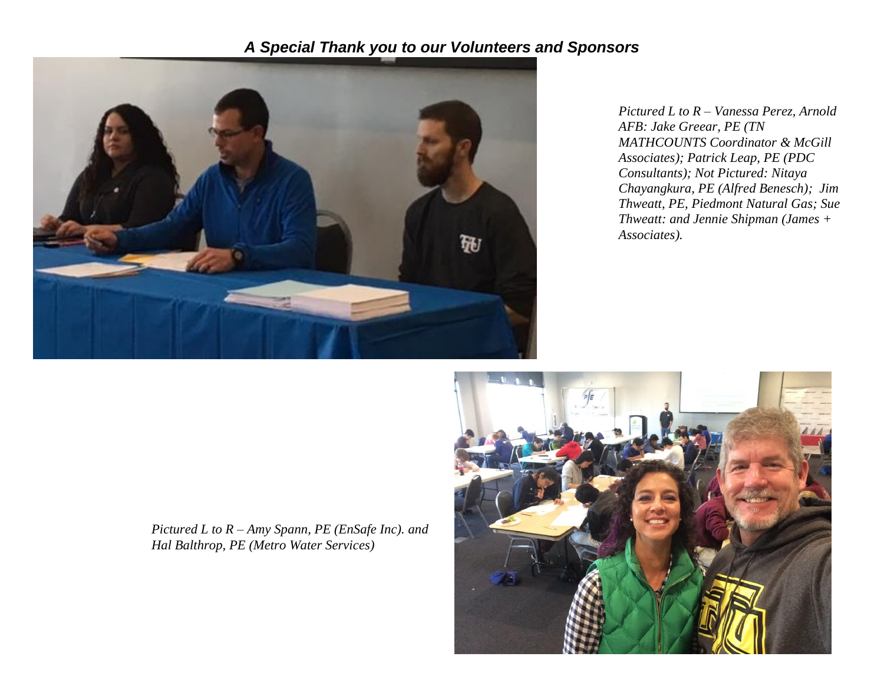***A Special Thank you to our Volunteers and Sponsors***

*Pictured L to R – Vanessa Perez, Arnold AFB: Jake Greear, PE (TN MATHCOUNTS Coordinator & McGill Associates); Patrick Leap, PE (PDC Consultants); Not Pictured: Nitaya Chayangkura, PE (Alfred Benesch); Jim Thweatt, PE, Piedmont Natural Gas; Sue Thweatt: and Jennie Shipman (James + Associates).*

*Pictured L to R – Amy Spann, PE (EnSafe Inc). and Hal Balthrop, PE (Metro Water Services)*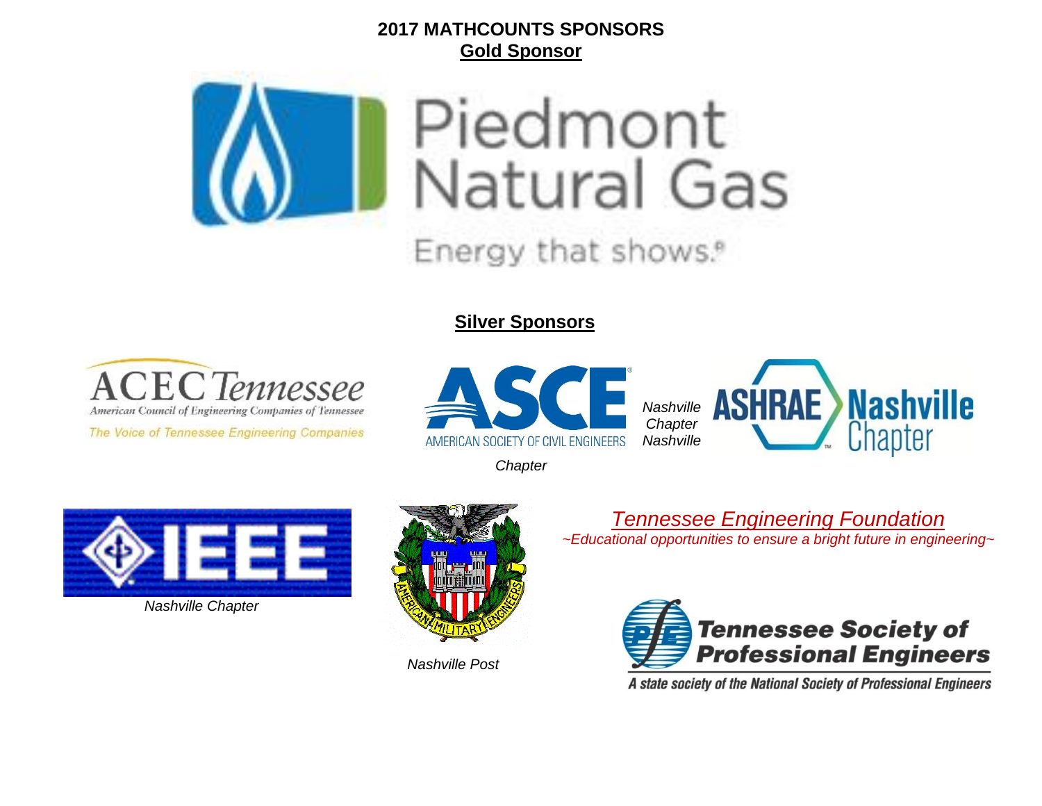**2017 MATHCOUNTS SPONSORS**

**Gold Sponsor**

Piedmont Natural Gas

Energy that shows.®

**Silver Sponsors**

ACEC Tennessee

American Council of Engineering Companies of Tennessee

The Voice of Tennessee Engineering Companies

ASCE

AMERICAN SOCIETY OF CIVIL ENGINEERS

*Nashville Chapter*

*Nashville*

ASHRAE Nashville Chapter

IEEE

*Nashville Chapter*

AMERICAN MILITARY ENGINEERS

*Nashville Post*

*Tennessee Engineering Foundation*

*~Educational opportunities to ensure a bright future in engineering~*

Tennessee Society of Professional Engineers

A state society of the National Society of Professional Engineers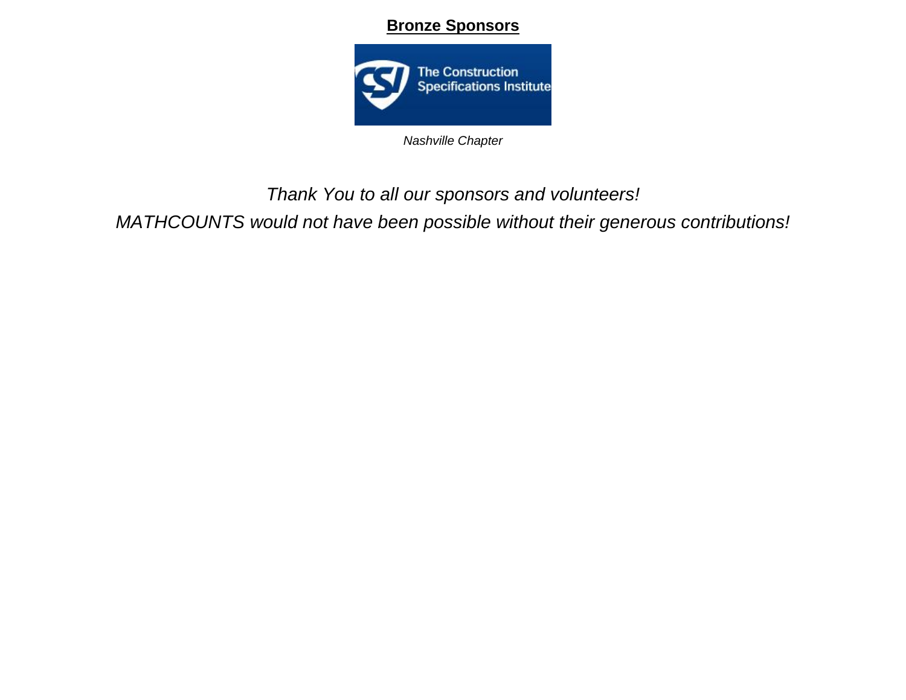## Bronze Sponsors

The Construction Specifications Institute

*Nashville Chapter*

*Thank You to all our sponsors and volunteers!*

*MATHCOUNTS would not have been possible without their generous contributions!*